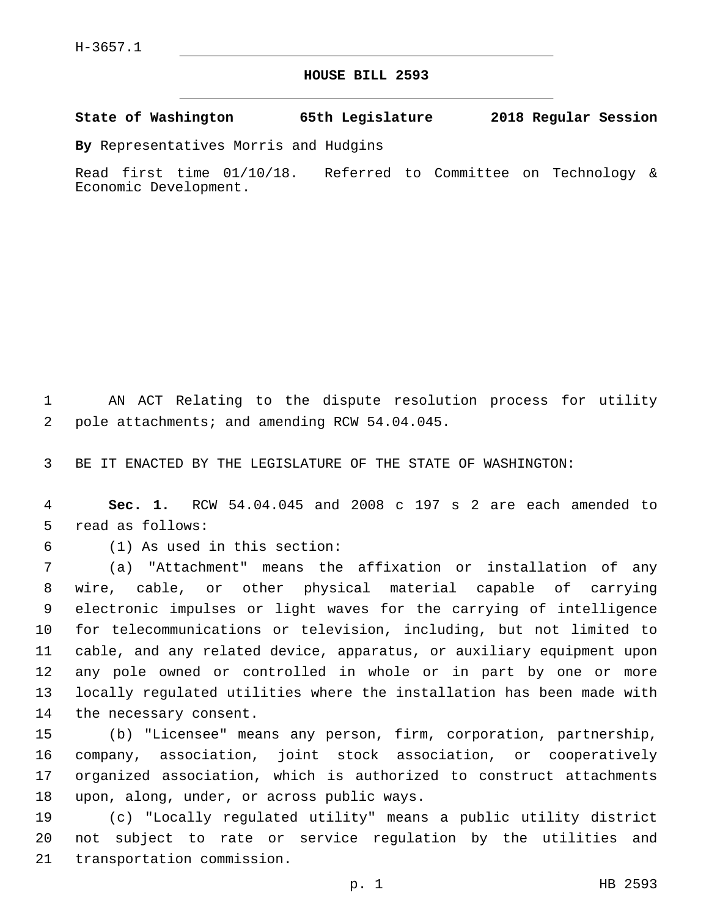H-3657.1

# HOUSE BILL 2593

**State of Washington 65th Legislature 2018 Regular Session**

**By** Representatives Morris and Hudgins

Read first time 01/10/18. Referred to Committee on Technology & Economic Development.

AN ACT Relating to the dispute resolution process for utility pole attachments; and amending RCW 54.04.045.

BE IT ENACTED BY THE LEGISLATURE OF THE STATE OF WASHINGTON:

**Sec. 1.** RCW 54.04.045 and 2008 c 197 s 2 are each amended to read as follows:

(1) As used in this section:

(a) "Attachment" means the affixation or installation of any wire, cable, or other physical material capable of carrying electronic impulses or light waves for the carrying of intelligence for telecommunications or television, including, but not limited to cable, and any related device, apparatus, or auxiliary equipment upon any pole owned or controlled in whole or in part by one or more locally regulated utilities where the installation has been made with the necessary consent.

(b) "Licensee" means any person, firm, corporation, partnership, company, association, joint stock association, or cooperatively organized association, which is authorized to construct attachments upon, along, under, or across public ways.

(c) "Locally regulated utility" means a public utility district not subject to rate or service regulation by the utilities and transportation commission.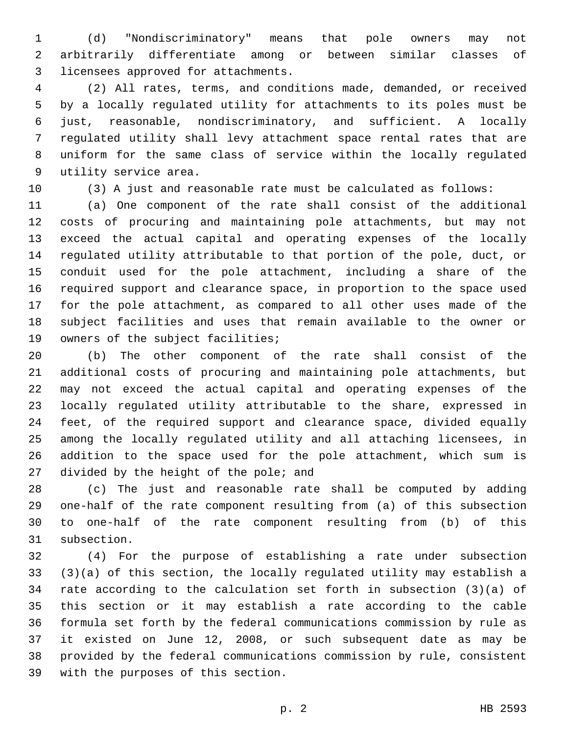(d) "Nondiscriminatory" means that pole owners may not arbitrarily differentiate among or between similar classes of licensees approved for attachments.

(2) All rates, terms, and conditions made, demanded, or received by a locally regulated utility for attachments to its poles must be just, reasonable, nondiscriminatory, and sufficient. A locally regulated utility shall levy attachment space rental rates that are uniform for the same class of service within the locally regulated utility service area.

(3) A just and reasonable rate must be calculated as follows:

(a) One component of the rate shall consist of the additional costs of procuring and maintaining pole attachments, but may not exceed the actual capital and operating expenses of the locally regulated utility attributable to that portion of the pole, duct, or conduit used for the pole attachment, including a share of the required support and clearance space, in proportion to the space used for the pole attachment, as compared to all other uses made of the subject facilities and uses that remain available to the owner or owners of the subject facilities;

(b) The other component of the rate shall consist of the additional costs of procuring and maintaining pole attachments, but may not exceed the actual capital and operating expenses of the locally regulated utility attributable to the share, expressed in feet, of the required support and clearance space, divided equally among the locally regulated utility and all attaching licensees, in addition to the space used for the pole attachment, which sum is divided by the height of the pole; and

(c) The just and reasonable rate shall be computed by adding one-half of the rate component resulting from (a) of this subsection to one-half of the rate component resulting from (b) of this subsection.

(4) For the purpose of establishing a rate under subsection (3)(a) of this section, the locally regulated utility may establish a rate according to the calculation set forth in subsection (3)(a) of this section or it may establish a rate according to the cable formula set forth by the federal communications commission by rule as it existed on June 12, 2008, or such subsequent date as may be provided by the federal communications commission by rule, consistent with the purposes of this section.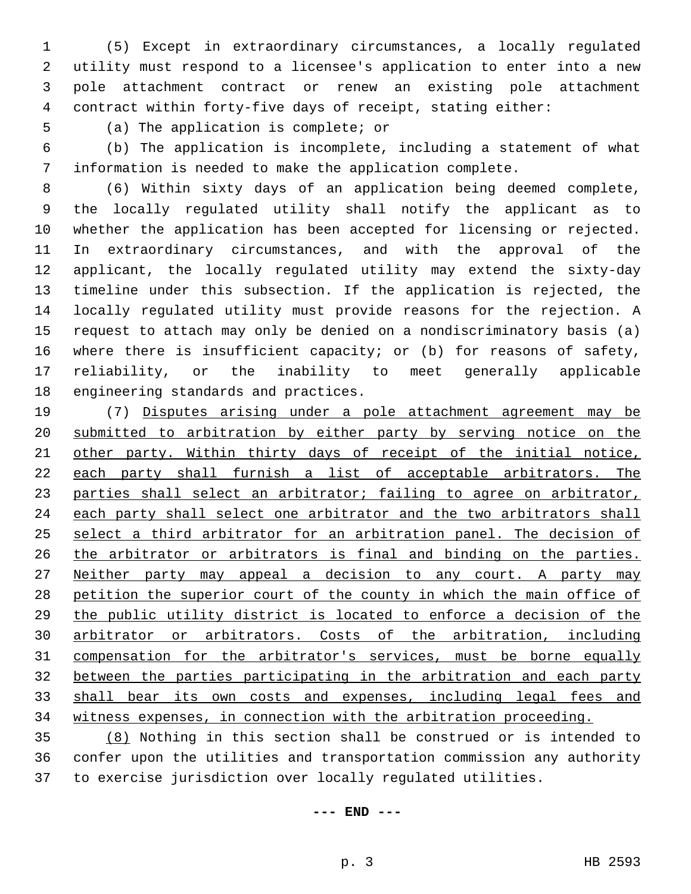(5) Except in extraordinary circumstances, a locally regulated utility must respond to a licensee's application to enter into a new pole attachment contract or renew an existing pole attachment contract within forty-five days of receipt, stating either:

(a) The application is complete; or

(b) The application is incomplete, including a statement of what information is needed to make the application complete.

(6) Within sixty days of an application being deemed complete, the locally regulated utility shall notify the applicant as to whether the application has been accepted for licensing or rejected. In extraordinary circumstances, and with the approval of the applicant, the locally regulated utility may extend the sixty-day timeline under this subsection. If the application is rejected, the locally regulated utility must provide reasons for the rejection. A request to attach may only be denied on a nondiscriminatory basis (a) where there is insufficient capacity; or (b) for reasons of safety, reliability, or the inability to meet generally applicable engineering standards and practices.

(7) <u>Disputes arising under a pole attachment agreement may be submitted to arbitration by either party by serving notice on the other party. Within thirty days of receipt of the initial notice, each party shall furnish a list of acceptable arbitrators. The parties shall select an arbitrator; failing to agree on arbitrator, each party shall select one arbitrator and the two arbitrators shall select a third arbitrator for an arbitration panel. The decision of the arbitrator or arbitrators is final and binding on the parties. Neither party may appeal a decision to any court. A party may petition the superior court of the county in which the main office of the public utility district is located to enforce a decision of the arbitrator or arbitrators. Costs of the arbitration, including compensation for the arbitrator's services, must be borne equally between the parties participating in the arbitration and each party shall bear its own costs and expenses, including legal fees and witness expenses, in connection with the arbitration proceeding.</u>

<u>(8)</u> Nothing in this section shall be construed or is intended to confer upon the utilities and transportation commission any authority to exercise jurisdiction over locally regulated utilities.

**--- END ---**